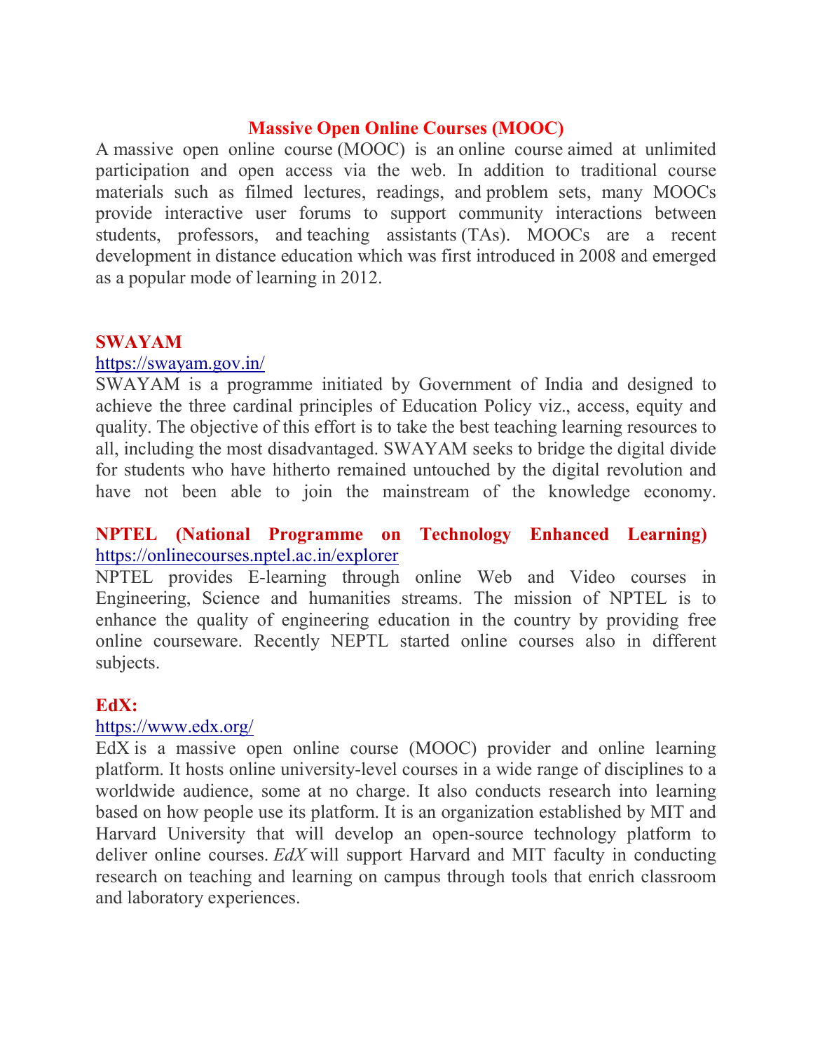# Massive Open Online Courses (MOOC)

A massive open online course (MOOC) is an online course aimed at unlimited participation and open access via the web. In addition to traditional course materials such as filmed lectures, readings, and problem sets, many MOOCs provide interactive user forums to support community interactions between students, professors, and teaching assistants (TAs). MOOCs are a recent development in distance education which was first introduced in 2008 and emerged as a popular mode of learning in 2012.

## SWAYAM

https://swayam.gov.in/

SWAYAM is a programme initiated by Government of India and designed to achieve the three cardinal principles of Education Policy viz., access, equity and quality. The objective of this effort is to take the best teaching learning resources to all, including the most disadvantaged. SWAYAM seeks to bridge the digital divide for students who have hitherto remained untouched by the digital revolution and have not been able to join the mainstream of the knowledge economy.

## NPTEL (National Programme on Technology Enhanced Learning)

https://onlinecourses.nptel.ac.in/explorer

NPTEL provides E-learning through online Web and Video courses in Engineering, Science and humanities streams. The mission of NPTEL is to enhance the quality of engineering education in the country by providing free online courseware. Recently NEPTL started online courses also in different subjects.

## EdX:

https://www.edx.org/

EdX is a massive open online course (MOOC) provider and online learning platform. It hosts online university-level courses in a wide range of disciplines to a worldwide audience, some at no charge. It also conducts research into learning based on how people use its platform. It is an organization established by MIT and Harvard University that will develop an open-source technology platform to deliver online courses. *EdX* will support Harvard and MIT faculty in conducting research on teaching and learning on campus through tools that enrich classroom and laboratory experiences.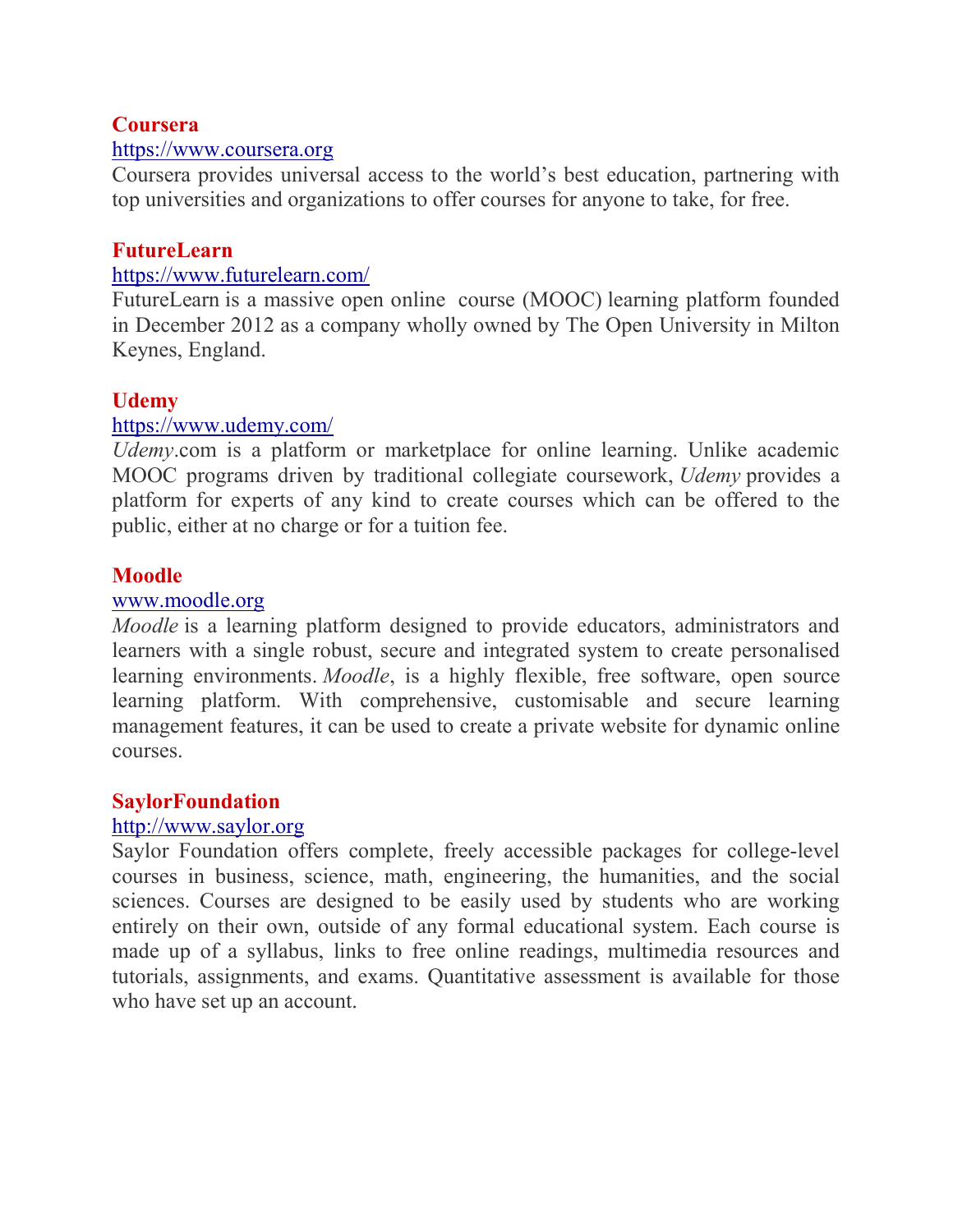**Coursera**

https://www.coursera.org

Coursera provides universal access to the world's best education, partnering with top universities and organizations to offer courses for anyone to take, for free.

**FutureLearn**

https://www.futurelearn.com/

FutureLearn is a massive open online course (MOOC) learning platform founded in December 2012 as a company wholly owned by The Open University in Milton Keynes, England.

**Udemy**

https://www.udemy.com/

*Udemy*.com is a platform or marketplace for online learning. Unlike academic MOOC programs driven by traditional collegiate coursework, *Udemy* provides a platform for experts of any kind to create courses which can be offered to the public, either at no charge or for a tuition fee.

**Moodle**

www.moodle.org

*Moodle* is a learning platform designed to provide educators, administrators and learners with a single robust, secure and integrated system to create personalised learning environments. *Moodle*, is a highly flexible, free software, open source learning platform. With comprehensive, customisable and secure learning management features, it can be used to create a private website for dynamic online courses.

**SaylorFoundation**

http://www.saylor.org

Saylor Foundation offers complete, freely accessible packages for college-level courses in business, science, math, engineering, the humanities, and the social sciences. Courses are designed to be easily used by students who are working entirely on their own, outside of any formal educational system. Each course is made up of a syllabus, links to free online readings, multimedia resources and tutorials, assignments, and exams. Quantitative assessment is available for those who have set up an account.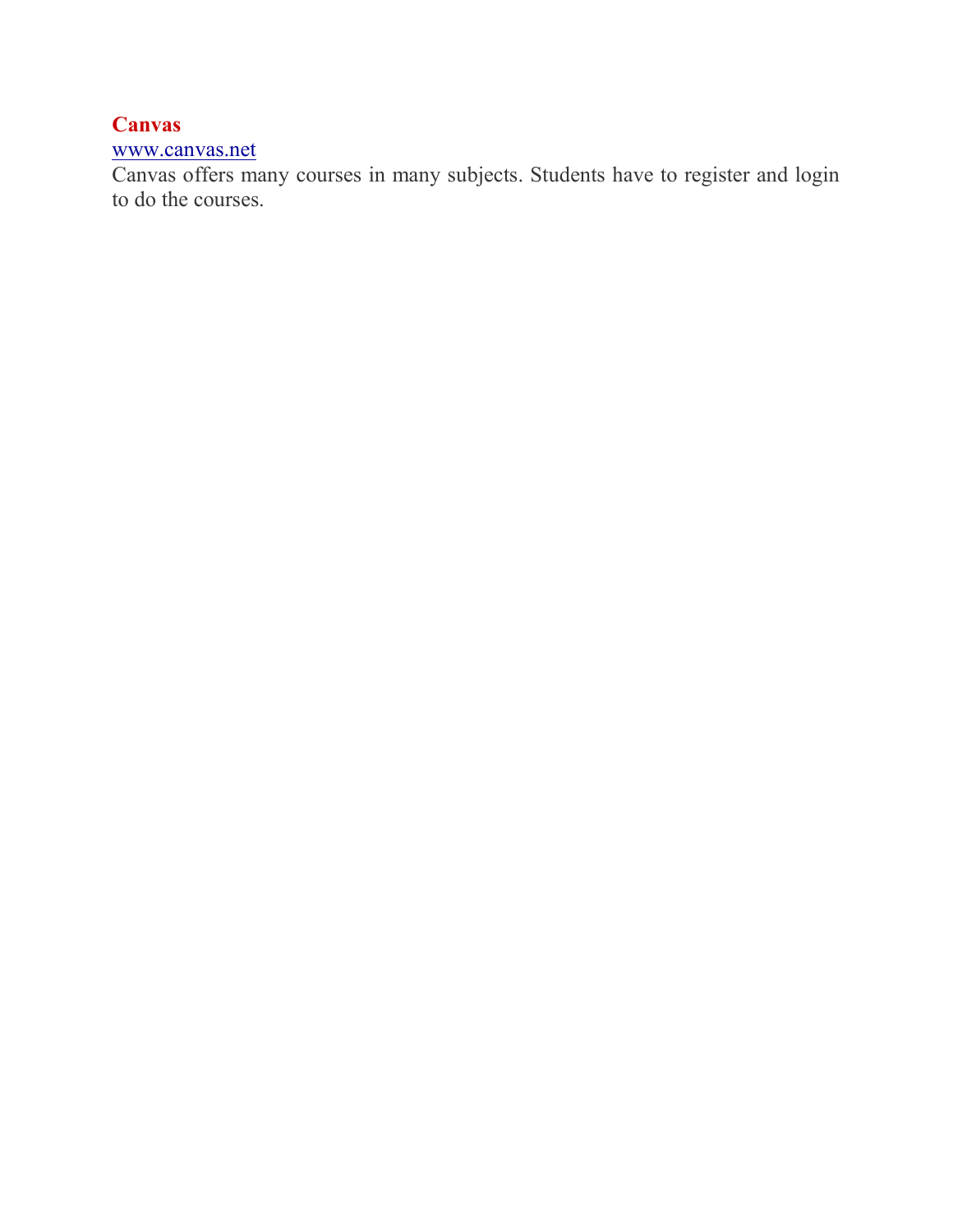**Canvas**

www.canvas.net

Canvas offers many courses in many subjects. Students have to register and login to do the courses.